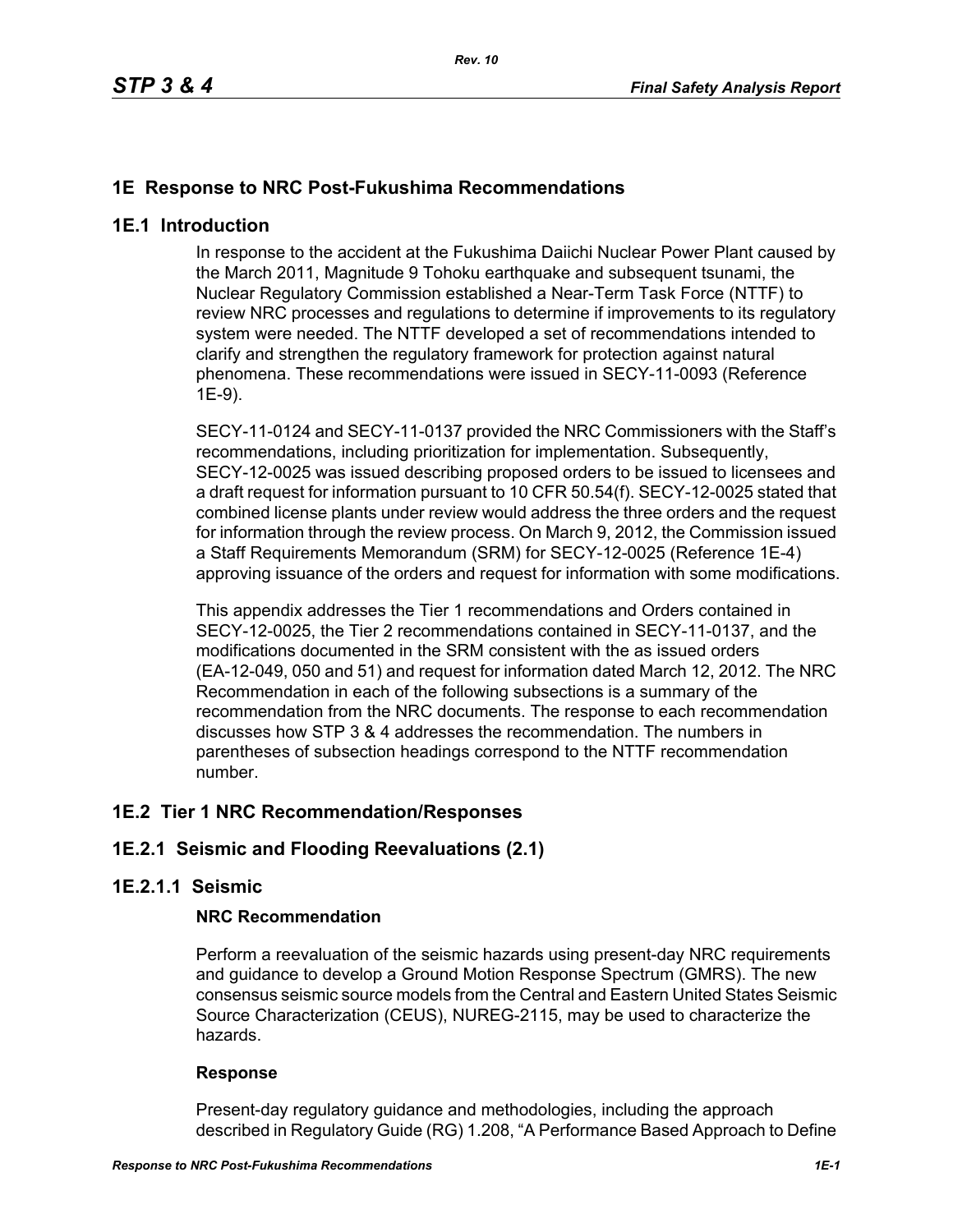# 1E Response to NRC Post-Fukushima Recommendations

## 1E.1 Introduction

In response to the accident at the Fukushima Daiichi Nuclear Power Plant caused by the March 2011, Magnitude 9 Tohoku earthquake and subsequent tsunami, the Nuclear Regulatory Commission established a Near-Term Task Force (NTTF) to review NRC processes and regulations to determine if improvements to its regulatory system were needed. The NTTF developed a set of recommendations intended to clarify and strengthen the regulatory framework for protection against natural phenomena. These recommendations were issued in SECY-11-0093 (Reference 1E-9).

SECY-11-0124 and SECY-11-0137 provided the NRC Commissioners with the Staff's recommendations, including prioritization for implementation. Subsequently, SECY-12-0025 was issued describing proposed orders to be issued to licensees and a draft request for information pursuant to 10 CFR 50.54(f). SECY-12-0025 stated that combined license plants under review would address the three orders and the request for information through the review process. On March 9, 2012, the Commission issued a Staff Requirements Memorandum (SRM) for SECY-12-0025 (Reference 1E-4) approving issuance of the orders and request for information with some modifications.

This appendix addresses the Tier 1 recommendations and Orders contained in SECY-12-0025, the Tier 2 recommendations contained in SECY-11-0137, and the modifications documented in the SRM consistent with the as issued orders (EA-12-049, 050 and 51) and request for information dated March 12, 2012. The NRC Recommendation in each of the following subsections is a summary of the recommendation from the NRC documents. The response to each recommendation discusses how STP 3 & 4 addresses the recommendation. The numbers in parentheses of subsection headings correspond to the NTTF recommendation number.

## 1E.2 Tier 1 NRC Recommendation/Responses

### 1E.2.1 Seismic and Flooding Reevaluations (2.1)

#### 1E.2.1.1 Seismic

**NRC Recommendation**

Perform a reevaluation of the seismic hazards using present-day NRC requirements and guidance to develop a Ground Motion Response Spectrum (GMRS). The new consensus seismic source models from the Central and Eastern United States Seismic Source Characterization (CEUS), NUREG-2115, may be used to characterize the hazards.

**Response**

Present-day regulatory guidance and methodologies, including the approach described in Regulatory Guide (RG) 1.208, "A Performance Based Approach to Define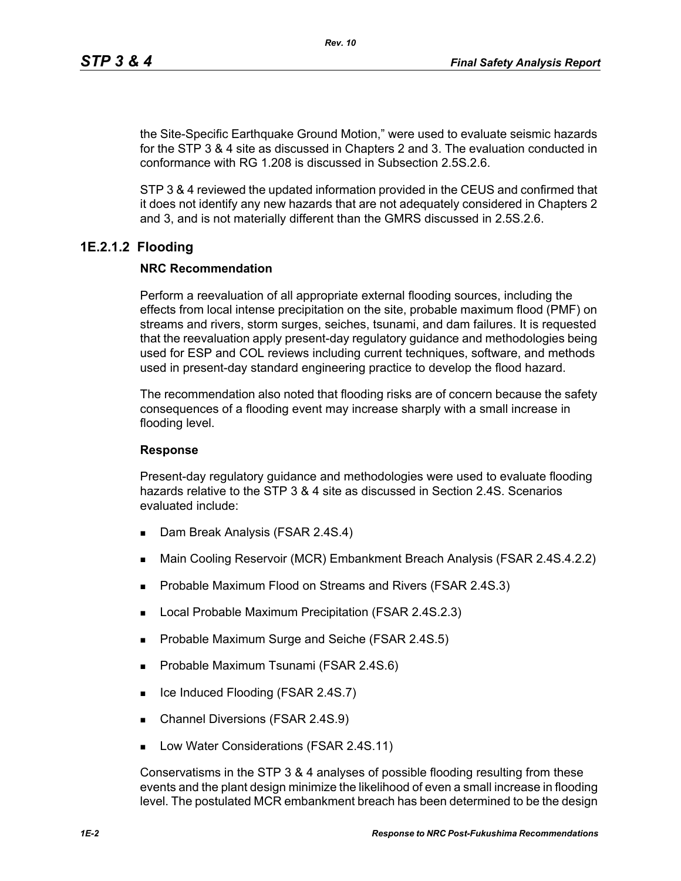the Site-Specific Earthquake Ground Motion," were used to evaluate seismic hazards for the STP 3 & 4 site as discussed in Chapters 2 and 3. The evaluation conducted in conformance with RG 1.208 is discussed in Subsection 2.5S.2.6.

STP 3 & 4 reviewed the updated information provided in the CEUS and confirmed that it does not identify any new hazards that are not adequately considered in Chapters 2 and 3, and is not materially different than the GMRS discussed in 2.5S.2.6.

## 1E.2.1.2 Flooding

**NRC Recommendation**

Perform a reevaluation of all appropriate external flooding sources, including the effects from local intense precipitation on the site, probable maximum flood (PMF) on streams and rivers, storm surges, seiches, tsunami, and dam failures. It is requested that the reevaluation apply present-day regulatory guidance and methodologies being used for ESP and COL reviews including current techniques, software, and methods used in present-day standard engineering practice to develop the flood hazard.

The recommendation also noted that flooding risks are of concern because the safety consequences of a flooding event may increase sharply with a small increase in flooding level.

**Response**

Present-day regulatory guidance and methodologies were used to evaluate flooding hazards relative to the STP 3 & 4 site as discussed in Section 2.4S. Scenarios evaluated include:

- Dam Break Analysis (FSAR 2.4S.4)
- Main Cooling Reservoir (MCR) Embankment Breach Analysis (FSAR 2.4S.4.2.2)
- Probable Maximum Flood on Streams and Rivers (FSAR 2.4S.3)
- Local Probable Maximum Precipitation (FSAR 2.4S.2.3)
- Probable Maximum Surge and Seiche (FSAR 2.4S.5)
- Probable Maximum Tsunami (FSAR 2.4S.6)
- Ice Induced Flooding (FSAR 2.4S.7)
- Channel Diversions (FSAR 2.4S.9)
- Low Water Considerations (FSAR 2.4S.11)

Conservatisms in the STP 3 & 4 analyses of possible flooding resulting from these events and the plant design minimize the likelihood of even a small increase in flooding level. The postulated MCR embankment breach has been determined to be the design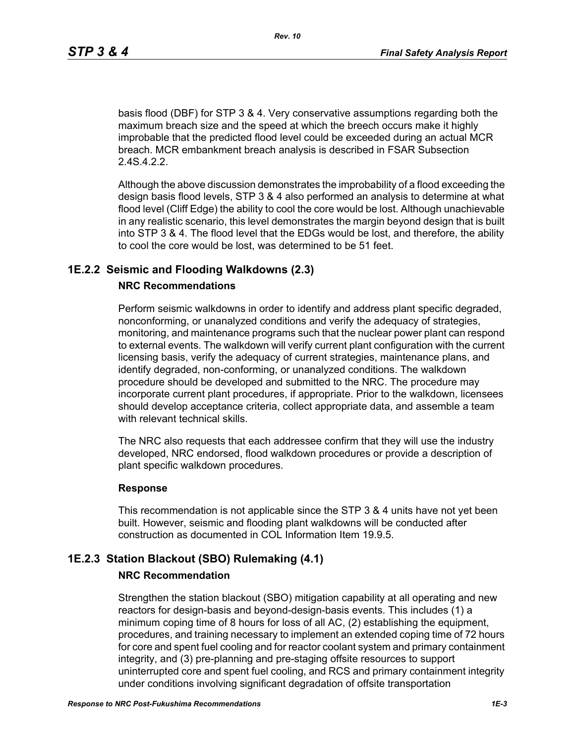basis flood (DBF) for STP 3 & 4. Very conservative assumptions regarding both the maximum breach size and the speed at which the breech occurs make it highly improbable that the predicted flood level could be exceeded during an actual MCR breach. MCR embankment breach analysis is described in FSAR Subsection 2.4S.4.2.2.

Although the above discussion demonstrates the improbability of a flood exceeding the design basis flood levels, STP 3 & 4 also performed an analysis to determine at what flood level (Cliff Edge) the ability to cool the core would be lost. Although unachievable in any realistic scenario, this level demonstrates the margin beyond design that is built into STP 3 & 4. The flood level that the EDGs would be lost, and therefore, the ability to cool the core would be lost, was determined to be 51 feet.

## 1E.2.2 Seismic and Flooding Walkdowns (2.3)

**NRC Recommendations**

Perform seismic walkdowns in order to identify and address plant specific degraded, nonconforming, or unanalyzed conditions and verify the adequacy of strategies, monitoring, and maintenance programs such that the nuclear power plant can respond to external events. The walkdown will verify current plant configuration with the current licensing basis, verify the adequacy of current strategies, maintenance plans, and identify degraded, non-conforming, or unanalyzed conditions. The walkdown procedure should be developed and submitted to the NRC. The procedure may incorporate current plant procedures, if appropriate. Prior to the walkdown, licensees should develop acceptance criteria, collect appropriate data, and assemble a team with relevant technical skills.

The NRC also requests that each addressee confirm that they will use the industry developed, NRC endorsed, flood walkdown procedures or provide a description of plant specific walkdown procedures.

**Response**

This recommendation is not applicable since the STP 3 & 4 units have not yet been built. However, seismic and flooding plant walkdowns will be conducted after construction as documented in COL Information Item 19.9.5.

## 1E.2.3 Station Blackout (SBO) Rulemaking (4.1)

**NRC Recommendation**

Strengthen the station blackout (SBO) mitigation capability at all operating and new reactors for design-basis and beyond-design-basis events. This includes (1) a minimum coping time of 8 hours for loss of all AC, (2) establishing the equipment, procedures, and training necessary to implement an extended coping time of 72 hours for core and spent fuel cooling and for reactor coolant system and primary containment integrity, and (3) pre-planning and pre-staging offsite resources to support uninterrupted core and spent fuel cooling, and RCS and primary containment integrity under conditions involving significant degradation of offsite transportation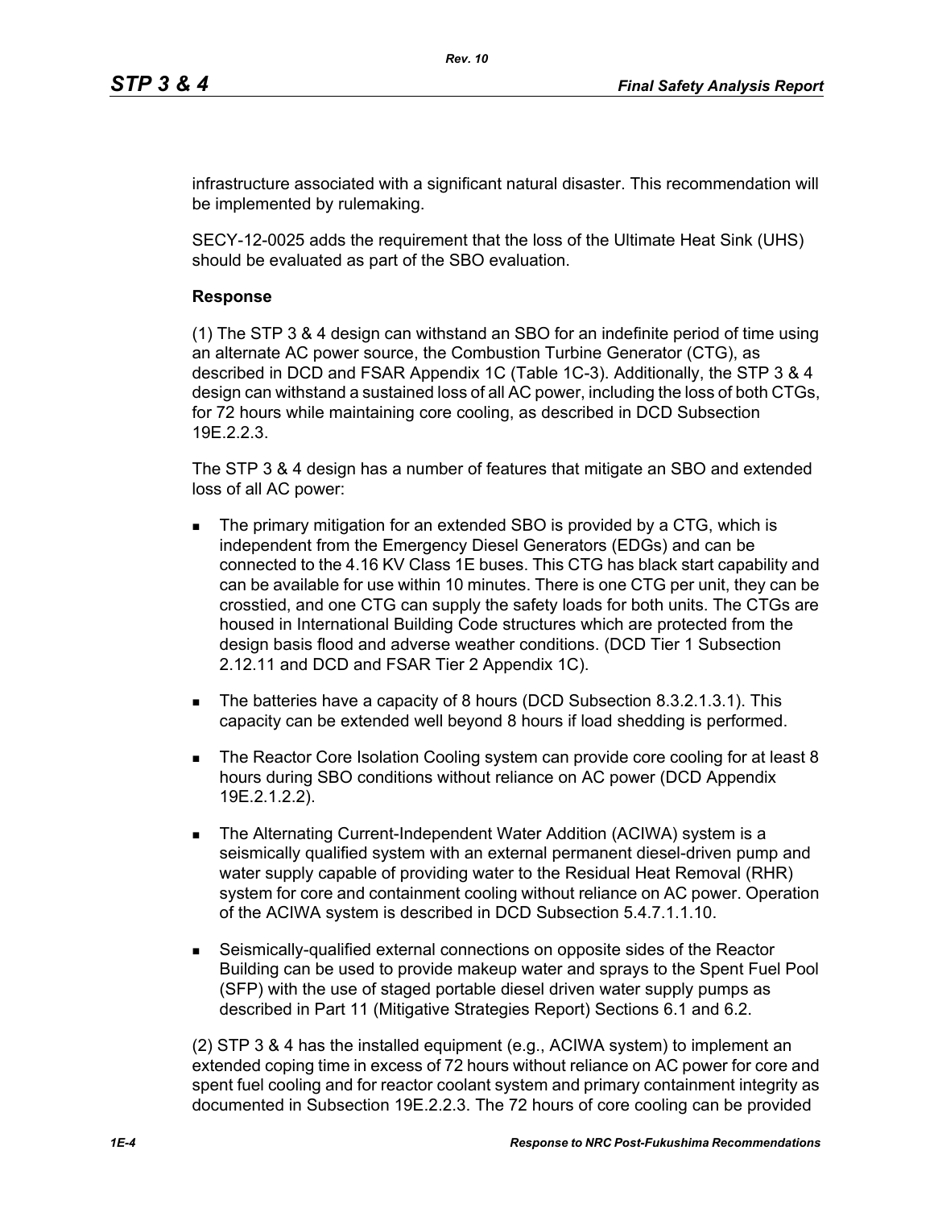infrastructure associated with a significant natural disaster. This recommendation will be implemented by rulemaking.

SECY-12-0025 adds the requirement that the loss of the Ultimate Heat Sink (UHS) should be evaluated as part of the SBO evaluation.

**Response**

(1) The STP 3 & 4 design can withstand an SBO for an indefinite period of time using an alternate AC power source, the Combustion Turbine Generator (CTG), as described in DCD and FSAR Appendix 1C (Table 1C-3). Additionally, the STP 3 & 4 design can withstand a sustained loss of all AC power, including the loss of both CTGs, for 72 hours while maintaining core cooling, as described in DCD Subsection 19E.2.2.3.

The STP 3 & 4 design has a number of features that mitigate an SBO and extended loss of all AC power:

- The primary mitigation for an extended SBO is provided by a CTG, which is independent from the Emergency Diesel Generators (EDGs) and can be connected to the 4.16 KV Class 1E buses. This CTG has black start capability and can be available for use within 10 minutes. There is one CTG per unit, they can be crosstied, and one CTG can supply the safety loads for both units. The CTGs are housed in International Building Code structures which are protected from the design basis flood and adverse weather conditions. (DCD Tier 1 Subsection 2.12.11 and DCD and FSAR Tier 2 Appendix 1C).
- The batteries have a capacity of 8 hours (DCD Subsection 8.3.2.1.3.1). This capacity can be extended well beyond 8 hours if load shedding is performed.
- The Reactor Core Isolation Cooling system can provide core cooling for at least 8 hours during SBO conditions without reliance on AC power (DCD Appendix 19E.2.1.2.2).
- The Alternating Current-Independent Water Addition (ACIWA) system is a seismically qualified system with an external permanent diesel-driven pump and water supply capable of providing water to the Residual Heat Removal (RHR) system for core and containment cooling without reliance on AC power. Operation of the ACIWA system is described in DCD Subsection 5.4.7.1.1.10.
- Seismically-qualified external connections on opposite sides of the Reactor Building can be used to provide makeup water and sprays to the Spent Fuel Pool (SFP) with the use of staged portable diesel driven water supply pumps as described in Part 11 (Mitigative Strategies Report) Sections 6.1 and 6.2.

(2) STP 3 & 4 has the installed equipment (e.g., ACIWA system) to implement an extended coping time in excess of 72 hours without reliance on AC power for core and spent fuel cooling and for reactor coolant system and primary containment integrity as documented in Subsection 19E.2.2.3. The 72 hours of core cooling can be provided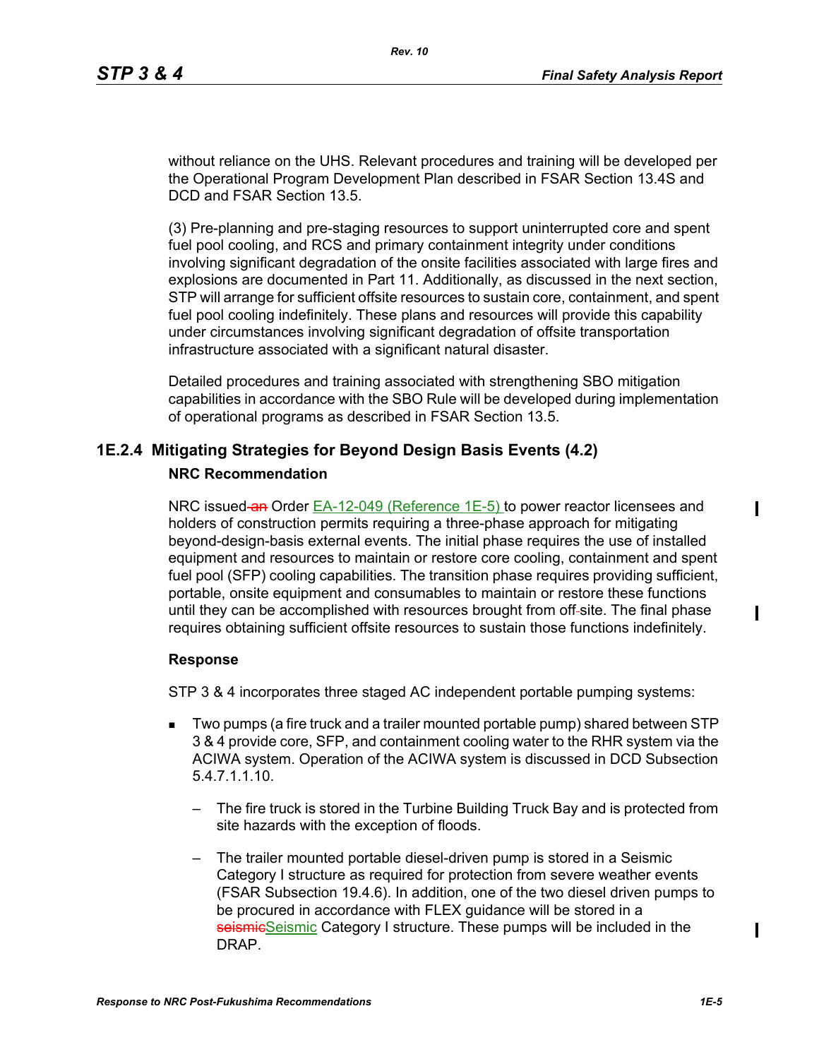without reliance on the UHS. Relevant procedures and training will be developed per the Operational Program Development Plan described in FSAR Section 13.4S and DCD and FSAR Section 13.5.

(3) Pre-planning and pre-staging resources to support uninterrupted core and spent fuel pool cooling, and RCS and primary containment integrity under conditions involving significant degradation of the onsite facilities associated with large fires and explosions are documented in Part 11. Additionally, as discussed in the next section, STP will arrange for sufficient offsite resources to sustain core, containment, and spent fuel pool cooling indefinitely. These plans and resources will provide this capability under circumstances involving significant degradation of offsite transportation infrastructure associated with a significant natural disaster.

Detailed procedures and training associated with strengthening SBO mitigation capabilities in accordance with the SBO Rule will be developed during implementation of operational programs as described in FSAR Section 13.5.

## 1E.2.4 Mitigating Strategies for Beyond Design Basis Events (4.2)

**NRC Recommendation**

NRC issued Order EA-12-049 (Reference 1E-5) to power reactor licensees and holders of construction permits requiring a three-phase approach for mitigating beyond-design-basis external events. The initial phase requires the use of installed equipment and resources to maintain or restore core cooling, containment and spent fuel pool (SFP) cooling capabilities. The transition phase requires providing sufficient, portable, onsite equipment and consumables to maintain or restore these functions until they can be accomplished with resources brought from offsite. The final phase requires obtaining sufficient offsite resources to sustain those functions indefinitely.

**Response**

STP 3 & 4 incorporates three staged AC independent portable pumping systems:

- Two pumps (a fire truck and a trailer mounted portable pump) shared between STP 3 & 4 provide core, SFP, and containment cooling water to the RHR system via the ACIWA system. Operation of the ACIWA system is discussed in DCD Subsection 5.4.7.1.1.10.
  - The fire truck is stored in the Turbine Building Truck Bay and is protected from site hazards with the exception of floods.
  - The trailer mounted portable diesel-driven pump is stored in a Seismic Category I structure as required for protection from severe weather events (FSAR Subsection 19.4.6). In addition, one of the two diesel driven pumps to be procured in accordance with FLEX guidance will be stored in a Seismic Category I structure. These pumps will be included in the DRAP.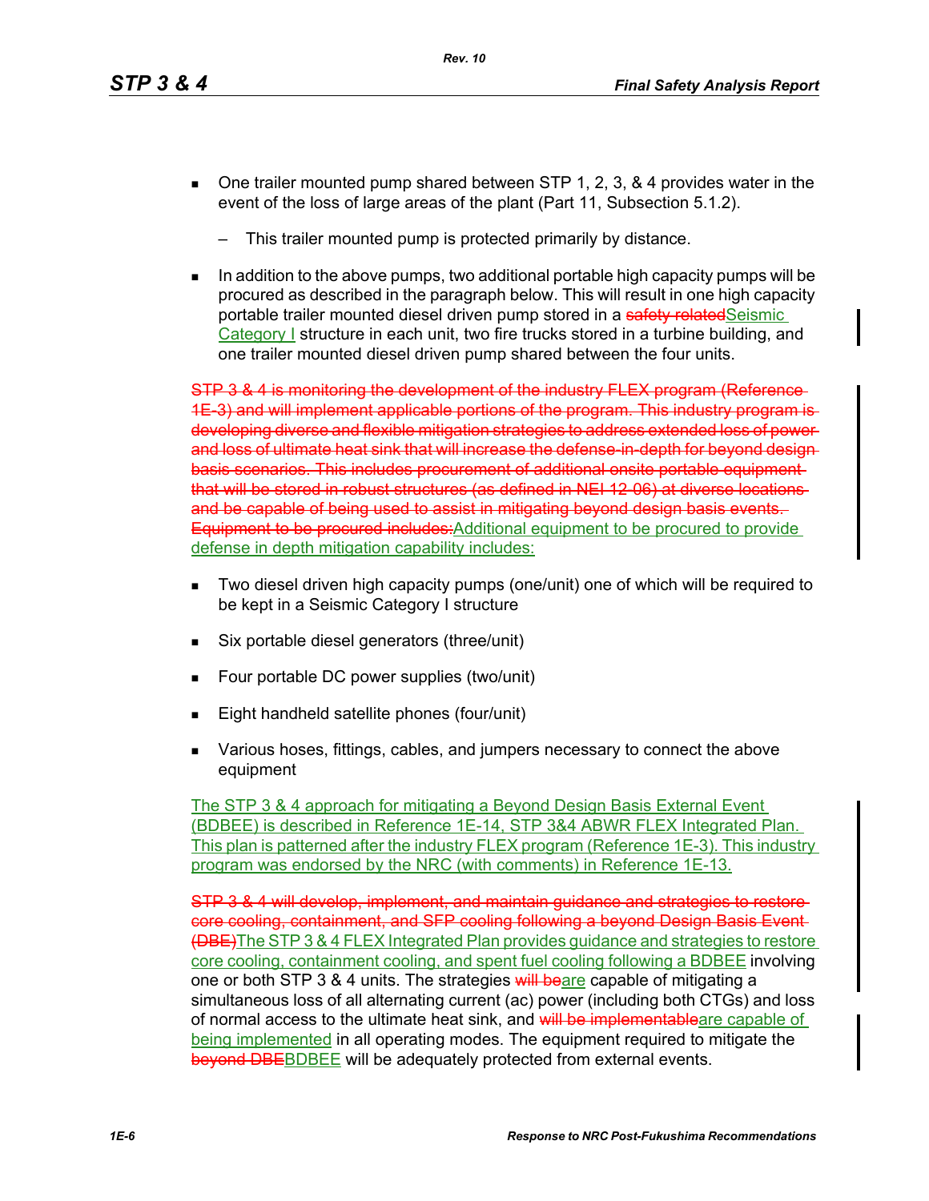- One trailer mounted pump shared between STP 1, 2, 3, & 4 provides water in the event of the loss of large areas of the plant (Part 11, Subsection 5.1.2).
  - This trailer mounted pump is protected primarily by distance.
- In addition to the above pumps, two additional portable high capacity pumps will be procured as described in the paragraph below. This will result in one high capacity portable trailer mounted diesel driven pump stored in a ~~safety related~~Seismic Category I structure in each unit, two fire trucks stored in a turbine building, and one trailer mounted diesel driven pump shared between the four units.

~~STP 3 & 4 is monitoring the development of the industry FLEX program (Reference 1E-3) and will implement applicable portions of the program. This industry program is developing diverse and flexible mitigation strategies to address extended loss of power and loss of ultimate heat sink that will increase the defense-in-depth for beyond design basis scenarios. This includes procurement of additional onsite portable equipment that will be stored in robust structures (as defined in NEI 12-06) at diverse locations and be capable of being used to assist in mitigating beyond design basis events. Equipment to be procured includes:~~Additional equipment to be procured to provide defense in depth mitigation capability includes:

- Two diesel driven high capacity pumps (one/unit) one of which will be required to be kept in a Seismic Category I structure
- Six portable diesel generators (three/unit)
- Four portable DC power supplies (two/unit)
- Eight handheld satellite phones (four/unit)
- Various hoses, fittings, cables, and jumpers necessary to connect the above equipment

The STP 3 & 4 approach for mitigating a Beyond Design Basis External Event (BDBEE) is described in Reference 1E-14, STP 3&4 ABWR FLEX Integrated Plan. This plan is patterned after the industry FLEX program (Reference 1E-3). This industry program was endorsed by the NRC (with comments) in Reference 1E-13.

~~STP 3 & 4 will develop, implement, and maintain guidance and strategies to restore core cooling, containment, and SFP cooling following a beyond Design Basis Event (DBE)~~The STP 3 & 4 FLEX Integrated Plan provides guidance and strategies to restore core cooling, containment cooling, and spent fuel cooling following a BDBEE involving one or both STP 3 & 4 units. The strategies ~~will be~~are capable of mitigating a simultaneous loss of all alternating current (ac) power (including both CTGs) and loss of normal access to the ultimate heat sink, and ~~will be implementable~~are capable of being implemented in all operating modes. The equipment required to mitigate the ~~beyond DBE~~BDBEE will be adequately protected from external events.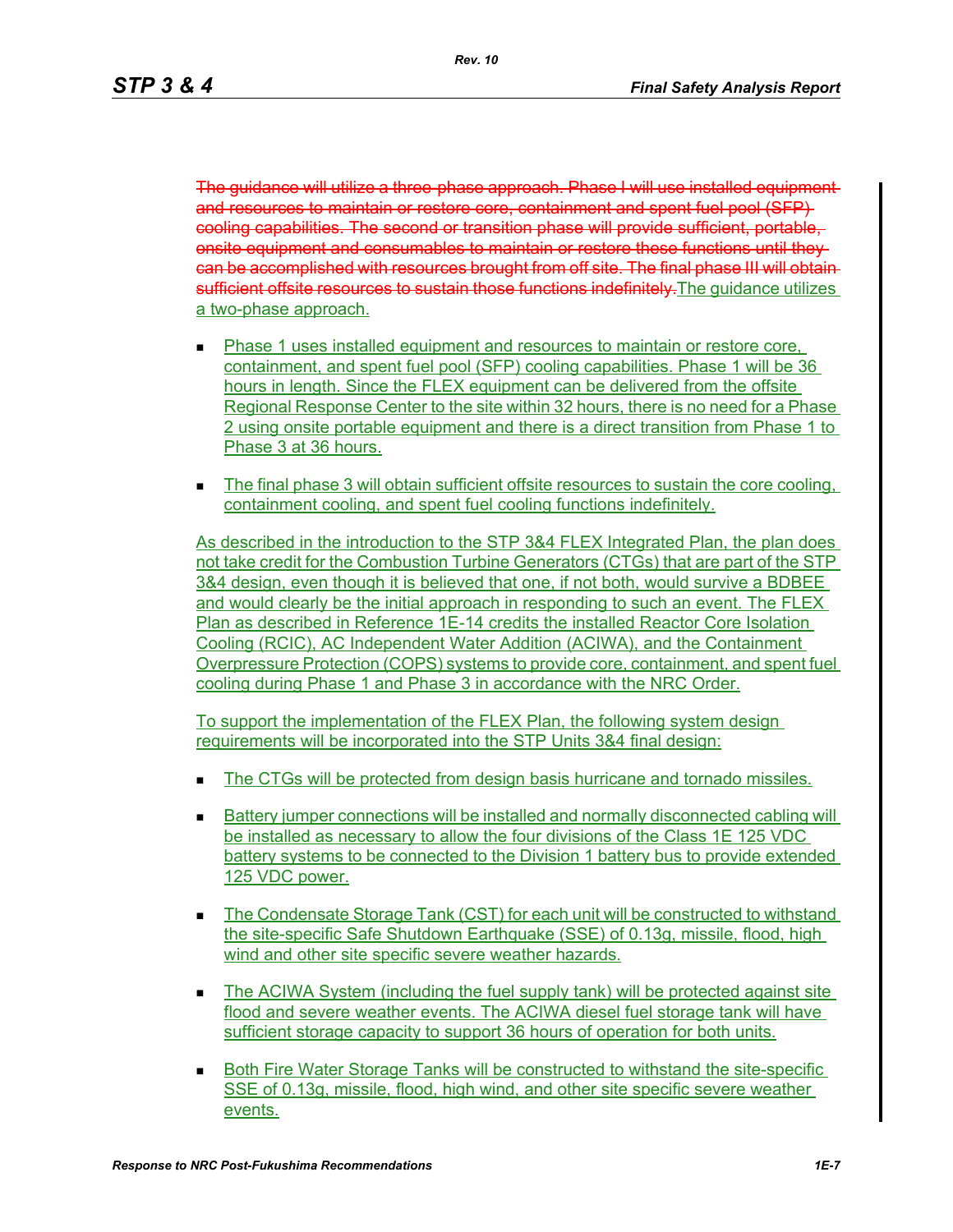~~The guidance will utilize a three-phase approach. Phase I will use installed equipment and resources to maintain or restore core, containment and spent fuel pool (SFP) cooling capabilities. The second or transition phase will provide sufficient, portable, onsite equipment and consumables to maintain or restore these functions until they can be accomplished with resources brought from off site. The final phase III will obtain sufficient offsite resources to sustain those functions indefinitely.~~The guidance utilizes a two-phase approach.

- Phase 1 uses installed equipment and resources to maintain or restore core, containment, and spent fuel pool (SFP) cooling capabilities. Phase 1 will be 36 hours in length. Since the FLEX equipment can be delivered from the offsite Regional Response Center to the site within 32 hours, there is no need for a Phase 2 using onsite portable equipment and there is a direct transition from Phase 1 to Phase 3 at 36 hours.

- The final phase 3 will obtain sufficient offsite resources to sustain the core cooling, containment cooling, and spent fuel cooling functions indefinitely.

As described in the introduction to the STP 3&4 FLEX Integrated Plan, the plan does not take credit for the Combustion Turbine Generators (CTGs) that are part of the STP 3&4 design, even though it is believed that one, if not both, would survive a BDBEE and would clearly be the initial approach in responding to such an event. The FLEX Plan as described in Reference 1E-14 credits the installed Reactor Core Isolation Cooling (RCIC), AC Independent Water Addition (ACIWA), and the Containment Overpressure Protection (COPS) systems to provide core, containment, and spent fuel cooling during Phase 1 and Phase 3 in accordance with the NRC Order.

To support the implementation of the FLEX Plan, the following system design requirements will be incorporated into the STP Units 3&4 final design:

- The CTGs will be protected from design basis hurricane and tornado missiles.

- Battery jumper connections will be installed and normally disconnected cabling will be installed as necessary to allow the four divisions of the Class 1E 125 VDC battery systems to be connected to the Division 1 battery bus to provide extended 125 VDC power.

- The Condensate Storage Tank (CST) for each unit will be constructed to withstand the site-specific Safe Shutdown Earthquake (SSE) of 0.13g, missile, flood, high wind and other site specific severe weather hazards.

- The ACIWA System (including the fuel supply tank) will be protected against site flood and severe weather events. The ACIWA diesel fuel storage tank will have sufficient storage capacity to support 36 hours of operation for both units.

- Both Fire Water Storage Tanks will be constructed to withstand the site-specific SSE of 0.13g, missile, flood, high wind, and other site specific severe weather events.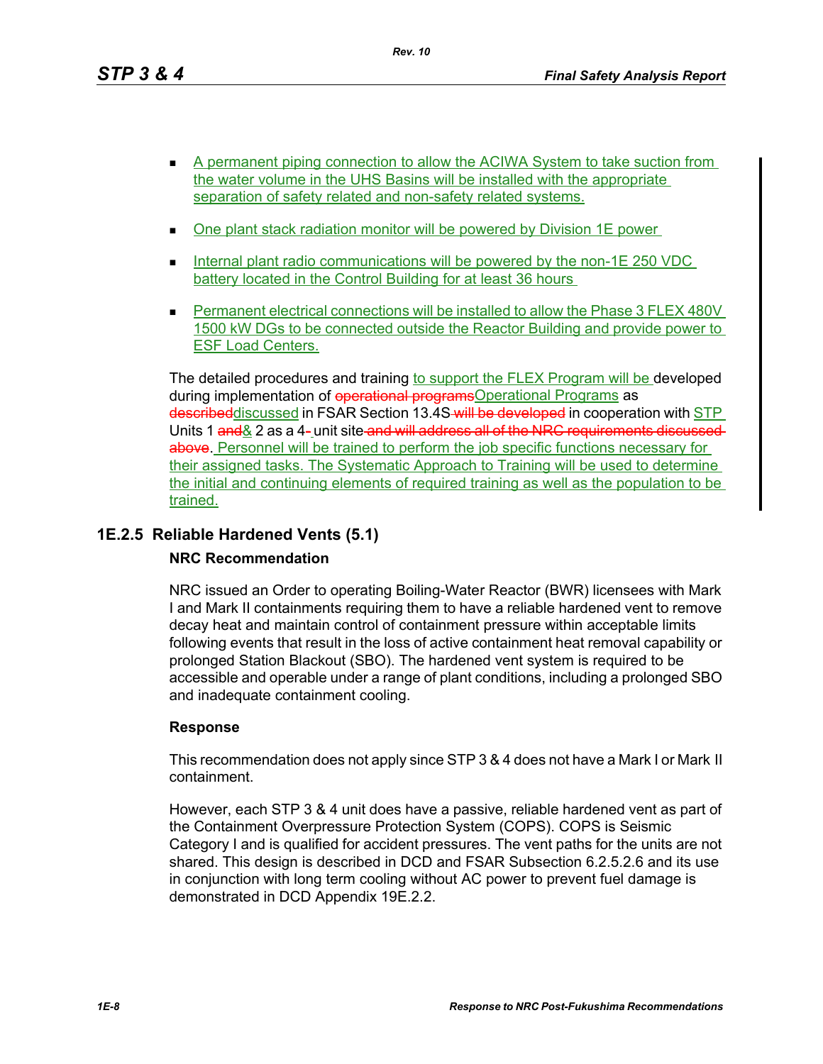- A permanent piping connection to allow the ACIWA System to take suction from the water volume in the UHS Basins will be installed with the appropriate separation of safety related and non-safety related systems.
- One plant stack radiation monitor will be powered by Division 1E power
- Internal plant radio communications will be powered by the non-1E 250 VDC battery located in the Control Building for at least 36 hours
- Permanent electrical connections will be installed to allow the Phase 3 FLEX 480V 1500 kW DGs to be connected outside the Reactor Building and provide power to ESF Load Centers.

The detailed procedures and training to support the FLEX Program will be developed during implementation of ~~operational programs~~Operational Programs as ~~described~~discussed in FSAR Section 13.4S~~ will be developed~~ in cooperation with STP Units 1 ~~and~~& 2 as a 4~~-~~ unit site~~ and will address all of the NRC requirements discussed above~~. Personnel will be trained to perform the job specific functions necessary for their assigned tasks. The Systematic Approach to Training will be used to determine the initial and continuing elements of required training as well as the population to be trained.

## 1E.2.5 Reliable Hardened Vents (5.1)

**NRC Recommendation**

NRC issued an Order to operating Boiling-Water Reactor (BWR) licensees with Mark I and Mark II containments requiring them to have a reliable hardened vent to remove decay heat and maintain control of containment pressure within acceptable limits following events that result in the loss of active containment heat removal capability or prolonged Station Blackout (SBO). The hardened vent system is required to be accessible and operable under a range of plant conditions, including a prolonged SBO and inadequate containment cooling.

**Response**

This recommendation does not apply since STP 3 & 4 does not have a Mark I or Mark II containment.

However, each STP 3 & 4 unit does have a passive, reliable hardened vent as part of the Containment Overpressure Protection System (COPS). COPS is Seismic Category I and is qualified for accident pressures. The vent paths for the units are not shared. This design is described in DCD and FSAR Subsection 6.2.5.2.6 and its use in conjunction with long term cooling without AC power to prevent fuel damage is demonstrated in DCD Appendix 19E.2.2.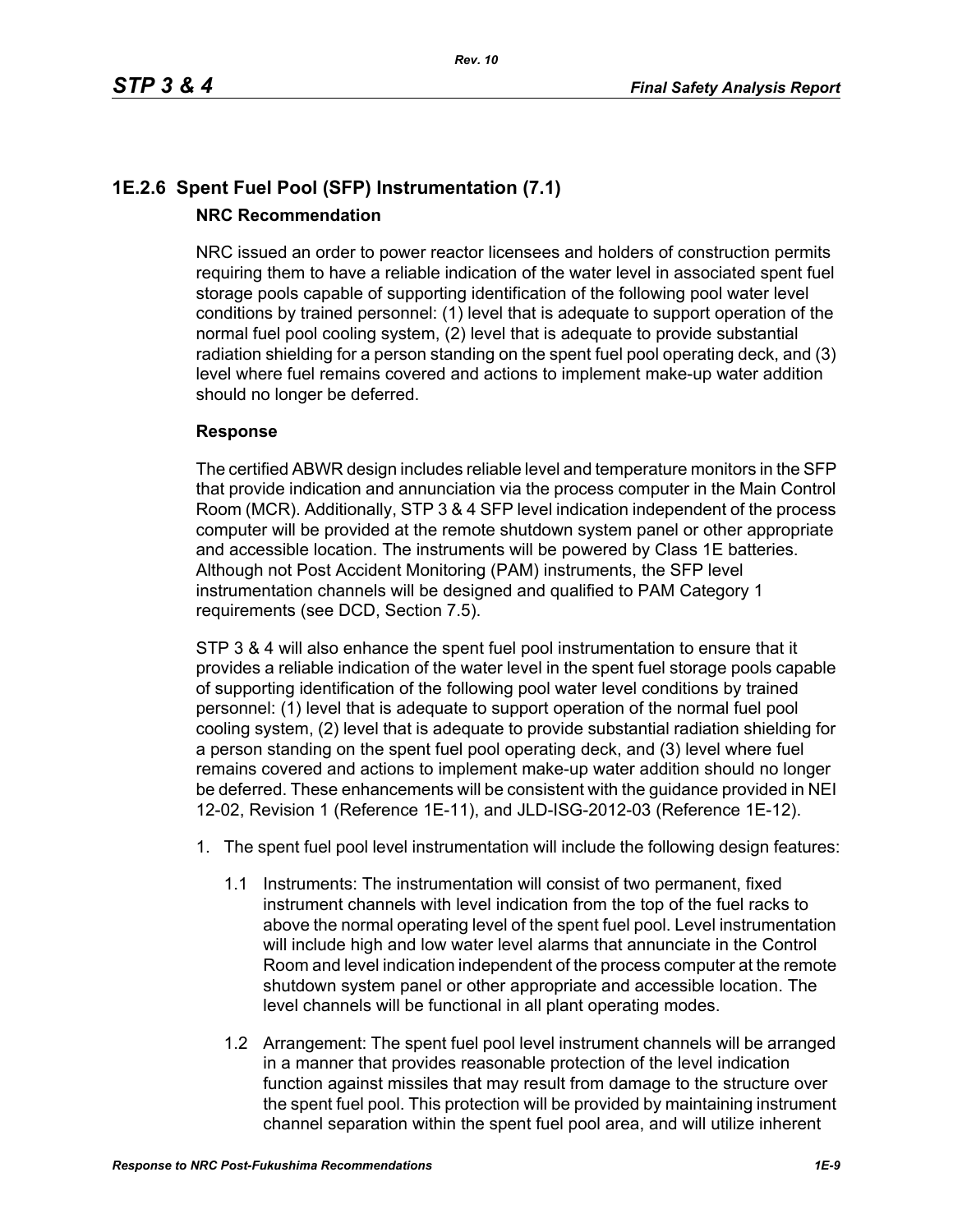## 1E.2.6 Spent Fuel Pool (SFP) Instrumentation (7.1)

**NRC Recommendation**

NRC issued an order to power reactor licensees and holders of construction permits requiring them to have a reliable indication of the water level in associated spent fuel storage pools capable of supporting identification of the following pool water level conditions by trained personnel: (1) level that is adequate to support operation of the normal fuel pool cooling system, (2) level that is adequate to provide substantial radiation shielding for a person standing on the spent fuel pool operating deck, and (3) level where fuel remains covered and actions to implement make-up water addition should no longer be deferred.

**Response**

The certified ABWR design includes reliable level and temperature monitors in the SFP that provide indication and annunciation via the process computer in the Main Control Room (MCR). Additionally, STP 3 & 4 SFP level indication independent of the process computer will be provided at the remote shutdown system panel or other appropriate and accessible location. The instruments will be powered by Class 1E batteries. Although not Post Accident Monitoring (PAM) instruments, the SFP level instrumentation channels will be designed and qualified to PAM Category 1 requirements (see DCD, Section 7.5).

STP 3 & 4 will also enhance the spent fuel pool instrumentation to ensure that it provides a reliable indication of the water level in the spent fuel storage pools capable of supporting identification of the following pool water level conditions by trained personnel: (1) level that is adequate to support operation of the normal fuel pool cooling system, (2) level that is adequate to provide substantial radiation shielding for a person standing on the spent fuel pool operating deck, and (3) level where fuel remains covered and actions to implement make-up water addition should no longer be deferred. These enhancements will be consistent with the guidance provided in NEI 12-02, Revision 1 (Reference 1E-11), and JLD-ISG-2012-03 (Reference 1E-12).

1. The spent fuel pool level instrumentation will include the following design features:

   1.1 Instruments: The instrumentation will consist of two permanent, fixed instrument channels with level indication from the top of the fuel racks to above the normal operating level of the spent fuel pool. Level instrumentation will include high and low water level alarms that annunciate in the Control Room and level indication independent of the process computer at the remote shutdown system panel or other appropriate and accessible location. The level channels will be functional in all plant operating modes.

   1.2 Arrangement: The spent fuel pool level instrument channels will be arranged in a manner that provides reasonable protection of the level indication function against missiles that may result from damage to the structure over the spent fuel pool. This protection will be provided by maintaining instrument channel separation within the spent fuel pool area, and will utilize inherent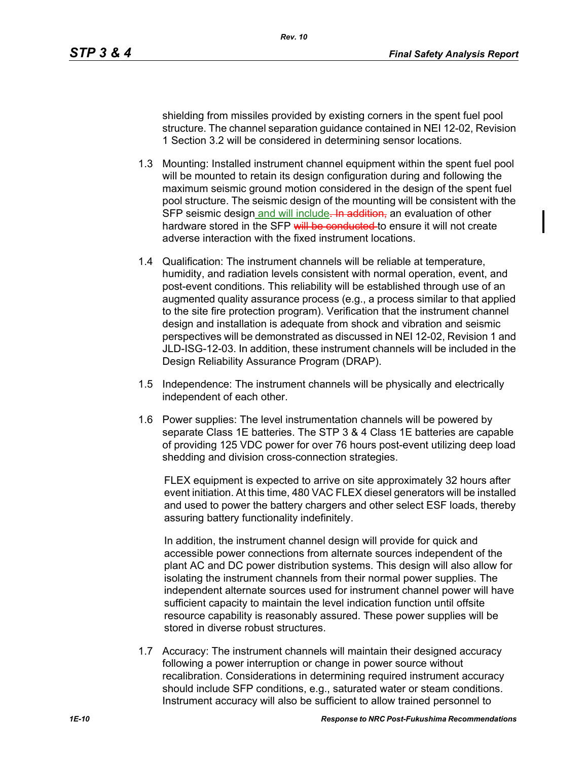shielding from missiles provided by existing corners in the spent fuel pool structure. The channel separation guidance contained in NEI 12-02, Revision 1 Section 3.2 will be considered in determining sensor locations.

1.3 Mounting: Installed instrument channel equipment within the spent fuel pool will be mounted to retain its design configuration during and following the maximum seismic ground motion considered in the design of the spent fuel pool structure. The seismic design of the mounting will be consistent with the SFP seismic design and will include~~. In addition,~~ an evaluation of other hardware stored in the SFP ~~will be conducted~~ to ensure it will not create adverse interaction with the fixed instrument locations.

1.4 Qualification: The instrument channels will be reliable at temperature, humidity, and radiation levels consistent with normal operation, event, and post-event conditions. This reliability will be established through use of an augmented quality assurance process (e.g., a process similar to that applied to the site fire protection program). Verification that the instrument channel design and installation is adequate from shock and vibration and seismic perspectives will be demonstrated as discussed in NEI 12-02, Revision 1 and JLD-ISG-12-03. In addition, these instrument channels will be included in the Design Reliability Assurance Program (DRAP).

1.5 Independence: The instrument channels will be physically and electrically independent of each other.

1.6 Power supplies: The level instrumentation channels will be powered by separate Class 1E batteries. The STP 3 & 4 Class 1E batteries are capable of providing 125 VDC power for over 76 hours post-event utilizing deep load shedding and division cross-connection strategies.

FLEX equipment is expected to arrive on site approximately 32 hours after event initiation. At this time, 480 VAC FLEX diesel generators will be installed and used to power the battery chargers and other select ESF loads, thereby assuring battery functionality indefinitely.

In addition, the instrument channel design will provide for quick and accessible power connections from alternate sources independent of the plant AC and DC power distribution systems. This design will also allow for isolating the instrument channels from their normal power supplies. The independent alternate sources used for instrument channel power will have sufficient capacity to maintain the level indication function until offsite resource capability is reasonably assured. These power supplies will be stored in diverse robust structures.

1.7 Accuracy: The instrument channels will maintain their designed accuracy following a power interruption or change in power source without recalibration. Considerations in determining required instrument accuracy should include SFP conditions, e.g., saturated water or steam conditions. Instrument accuracy will also be sufficient to allow trained personnel to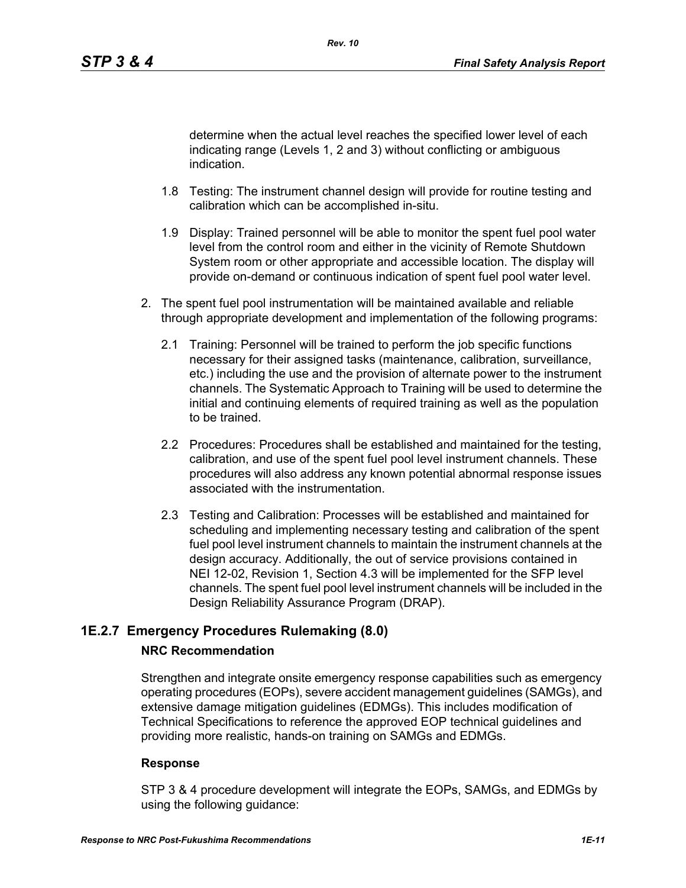determine when the actual level reaches the specified lower level of each indicating range (Levels 1, 2 and 3) without conflicting or ambiguous indication.

1.8 Testing: The instrument channel design will provide for routine testing and calibration which can be accomplished in-situ.

1.9 Display: Trained personnel will be able to monitor the spent fuel pool water level from the control room and either in the vicinity of Remote Shutdown System room or other appropriate and accessible location. The display will provide on-demand or continuous indication of spent fuel pool water level.

2. The spent fuel pool instrumentation will be maintained available and reliable through appropriate development and implementation of the following programs:

   2.1 Training: Personnel will be trained to perform the job specific functions necessary for their assigned tasks (maintenance, calibration, surveillance, etc.) including the use and the provision of alternate power to the instrument channels. The Systematic Approach to Training will be used to determine the initial and continuing elements of required training as well as the population to be trained.

   2.2 Procedures: Procedures shall be established and maintained for the testing, calibration, and use of the spent fuel pool level instrument channels. These procedures will also address any known potential abnormal response issues associated with the instrumentation.

   2.3 Testing and Calibration: Processes will be established and maintained for scheduling and implementing necessary testing and calibration of the spent fuel pool level instrument channels to maintain the instrument channels at the design accuracy. Additionally, the out of service provisions contained in NEI 12-02, Revision 1, Section 4.3 will be implemented for the SFP level channels. The spent fuel pool level instrument channels will be included in the Design Reliability Assurance Program (DRAP).

## 1E.2.7 Emergency Procedures Rulemaking (8.0)

**NRC Recommendation**

Strengthen and integrate onsite emergency response capabilities such as emergency operating procedures (EOPs), severe accident management guidelines (SAMGs), and extensive damage mitigation guidelines (EDMGs). This includes modification of Technical Specifications to reference the approved EOP technical guidelines and providing more realistic, hands-on training on SAMGs and EDMGs.

**Response**

STP 3 & 4 procedure development will integrate the EOPs, SAMGs, and EDMGs by using the following guidance: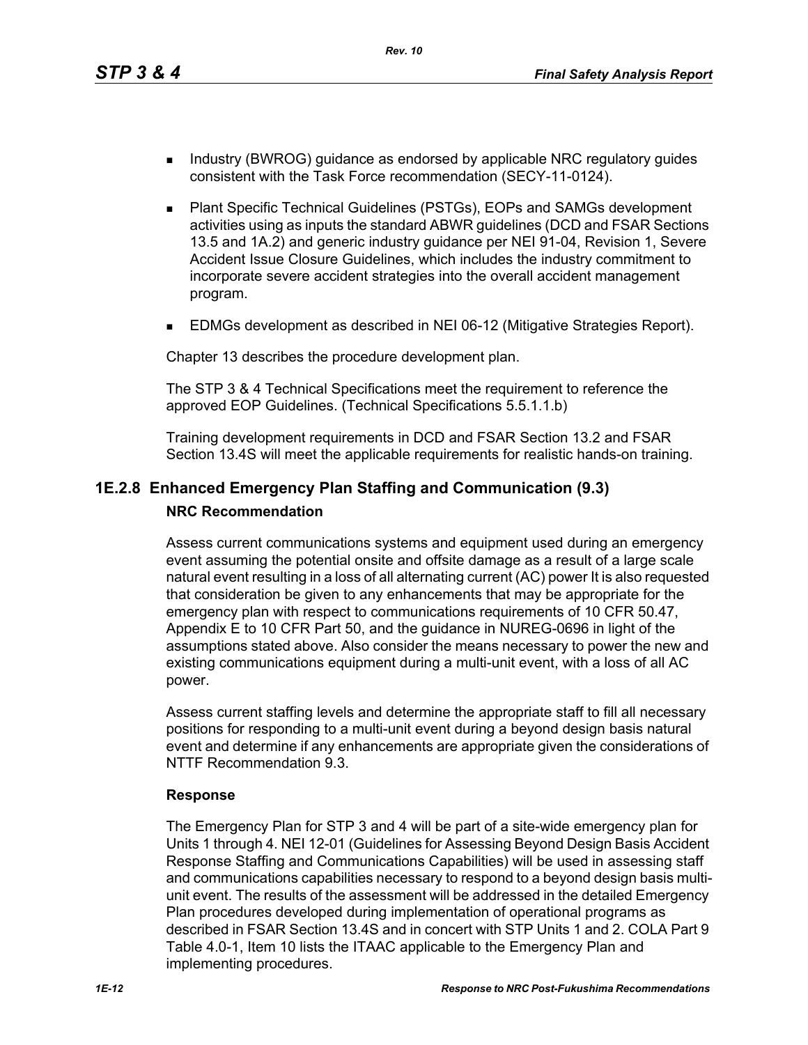- Industry (BWROG) guidance as endorsed by applicable NRC regulatory guides consistent with the Task Force recommendation (SECY-11-0124).
- Plant Specific Technical Guidelines (PSTGs), EOPs and SAMGs development activities using as inputs the standard ABWR guidelines (DCD and FSAR Sections 13.5 and 1A.2) and generic industry guidance per NEI 91-04, Revision 1, Severe Accident Issue Closure Guidelines, which includes the industry commitment to incorporate severe accident strategies into the overall accident management program.
- EDMGs development as described in NEI 06-12 (Mitigative Strategies Report).

Chapter 13 describes the procedure development plan.

The STP 3 & 4 Technical Specifications meet the requirement to reference the approved EOP Guidelines. (Technical Specifications 5.5.1.1.b)

Training development requirements in DCD and FSAR Section 13.2 and FSAR Section 13.4S will meet the applicable requirements for realistic hands-on training.

## 1E.2.8 Enhanced Emergency Plan Staffing and Communication (9.3)

**NRC Recommendation**

Assess current communications systems and equipment used during an emergency event assuming the potential onsite and offsite damage as a result of a large scale natural event resulting in a loss of all alternating current (AC) power It is also requested that consideration be given to any enhancements that may be appropriate for the emergency plan with respect to communications requirements of 10 CFR 50.47, Appendix E to 10 CFR Part 50, and the guidance in NUREG-0696 in light of the assumptions stated above. Also consider the means necessary to power the new and existing communications equipment during a multi-unit event, with a loss of all AC power.

Assess current staffing levels and determine the appropriate staff to fill all necessary positions for responding to a multi-unit event during a beyond design basis natural event and determine if any enhancements are appropriate given the considerations of NTTF Recommendation 9.3.

**Response**

The Emergency Plan for STP 3 and 4 will be part of a site-wide emergency plan for Units 1 through 4. NEI 12-01 (Guidelines for Assessing Beyond Design Basis Accident Response Staffing and Communications Capabilities) will be used in assessing staff and communications capabilities necessary to respond to a beyond design basis multi-unit event. The results of the assessment will be addressed in the detailed Emergency Plan procedures developed during implementation of operational programs as described in FSAR Section 13.4S and in concert with STP Units 1 and 2. COLA Part 9 Table 4.0-1, Item 10 lists the ITAAC applicable to the Emergency Plan and implementing procedures.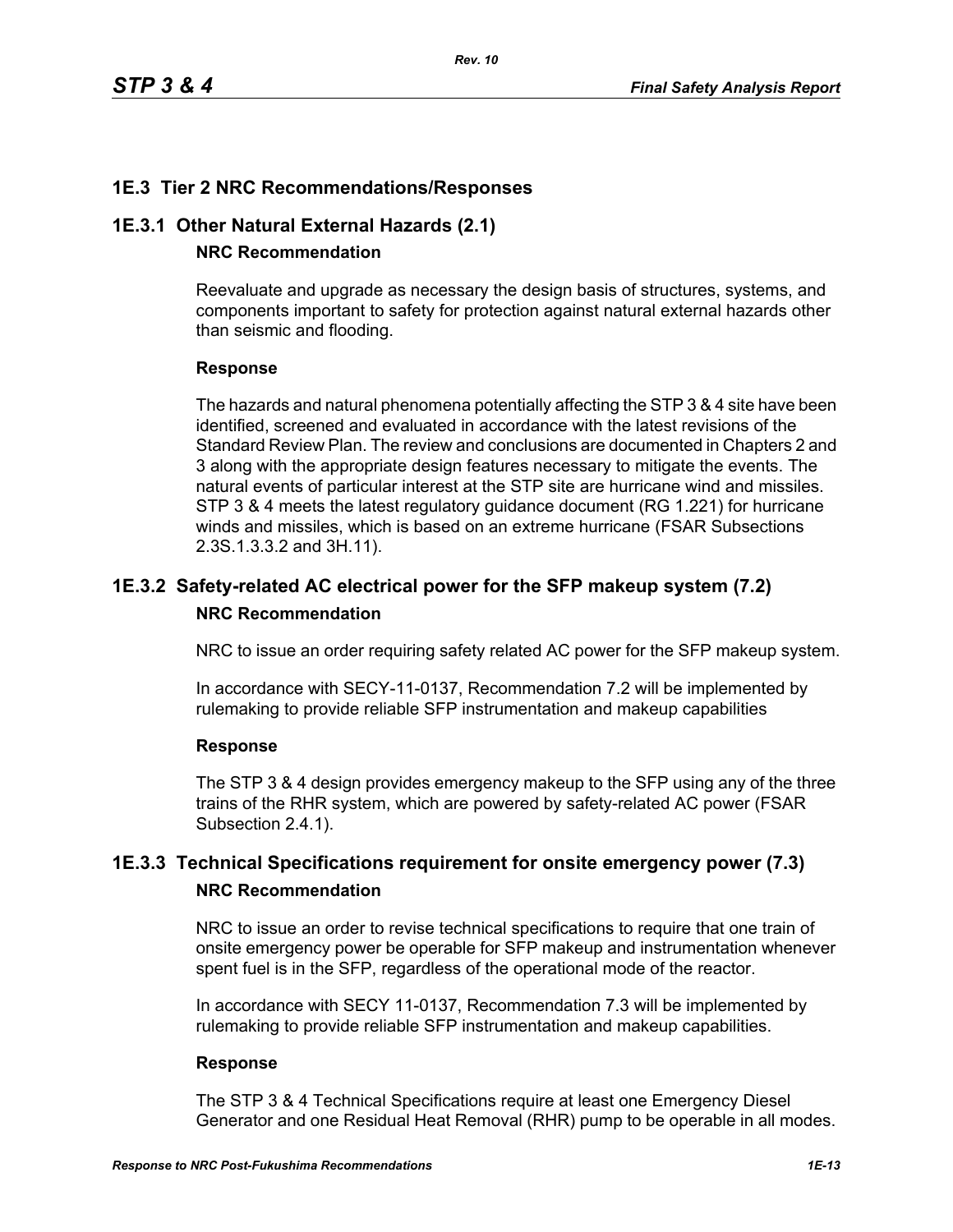## 1E.3 Tier 2 NRC Recommendations/Responses

### 1E.3.1 Other Natural External Hazards (2.1)

**NRC Recommendation**

Reevaluate and upgrade as necessary the design basis of structures, systems, and components important to safety for protection against natural external hazards other than seismic and flooding.

**Response**

The hazards and natural phenomena potentially affecting the STP 3 & 4 site have been identified, screened and evaluated in accordance with the latest revisions of the Standard Review Plan. The review and conclusions are documented in Chapters 2 and 3 along with the appropriate design features necessary to mitigate the events. The natural events of particular interest at the STP site are hurricane wind and missiles. STP 3 & 4 meets the latest regulatory guidance document (RG 1.221) for hurricane winds and missiles, which is based on an extreme hurricane (FSAR Subsections 2.3S.1.3.3.2 and 3H.11).

### 1E.3.2 Safety-related AC electrical power for the SFP makeup system (7.2)

**NRC Recommendation**

NRC to issue an order requiring safety related AC power for the SFP makeup system.

In accordance with SECY-11-0137, Recommendation 7.2 will be implemented by rulemaking to provide reliable SFP instrumentation and makeup capabilities

**Response**

The STP 3 & 4 design provides emergency makeup to the SFP using any of the three trains of the RHR system, which are powered by safety-related AC power (FSAR Subsection 2.4.1).

### 1E.3.3 Technical Specifications requirement for onsite emergency power (7.3)

**NRC Recommendation**

NRC to issue an order to revise technical specifications to require that one train of onsite emergency power be operable for SFP makeup and instrumentation whenever spent fuel is in the SFP, regardless of the operational mode of the reactor.

In accordance with SECY 11-0137, Recommendation 7.3 will be implemented by rulemaking to provide reliable SFP instrumentation and makeup capabilities.

**Response**

The STP 3 & 4 Technical Specifications require at least one Emergency Diesel Generator and one Residual Heat Removal (RHR) pump to be operable in all modes.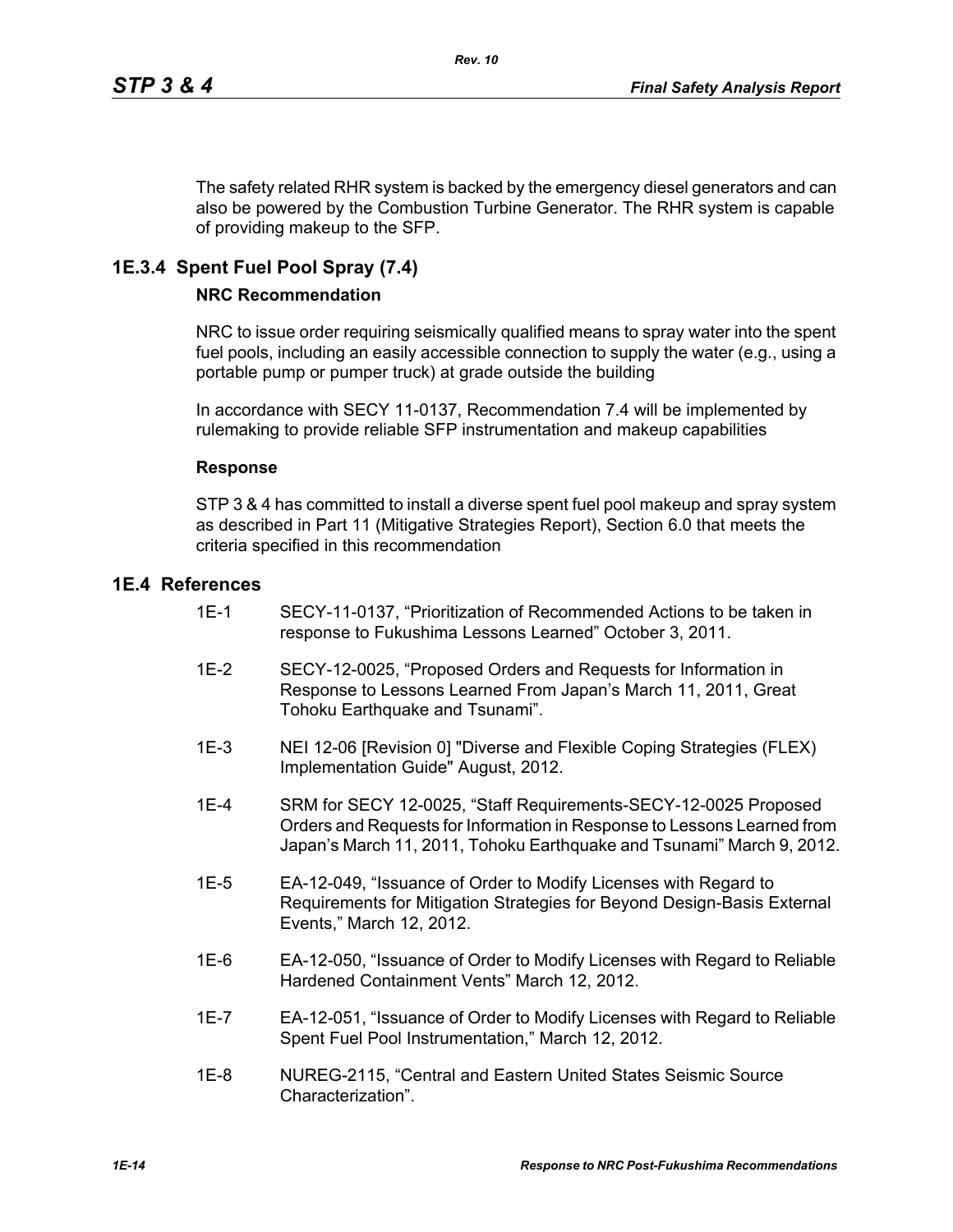The safety related RHR system is backed by the emergency diesel generators and can also be powered by the Combustion Turbine Generator. The RHR system is capable of providing makeup to the SFP.

## 1E.3.4 Spent Fuel Pool Spray (7.4)

**NRC Recommendation**

NRC to issue order requiring seismically qualified means to spray water into the spent fuel pools, including an easily accessible connection to supply the water (e.g., using a portable pump or pumper truck) at grade outside the building

In accordance with SECY 11-0137, Recommendation 7.4 will be implemented by rulemaking to provide reliable SFP instrumentation and makeup capabilities

**Response**

STP 3 & 4 has committed to install a diverse spent fuel pool makeup and spray system as described in Part 11 (Mitigative Strategies Report), Section 6.0 that meets the criteria specified in this recommendation

## 1E.4 References

1E-1 SECY-11-0137, "Prioritization of Recommended Actions to be taken in response to Fukushima Lessons Learned" October 3, 2011.

1E-2 SECY-12-0025, "Proposed Orders and Requests for Information in Response to Lessons Learned From Japan's March 11, 2011, Great Tohoku Earthquake and Tsunami".

1E-3 NEI 12-06 [Revision 0] "Diverse and Flexible Coping Strategies (FLEX) Implementation Guide" August, 2012.

1E-4 SRM for SECY 12-0025, "Staff Requirements-SECY-12-0025 Proposed Orders and Requests for Information in Response to Lessons Learned from Japan's March 11, 2011, Tohoku Earthquake and Tsunami" March 9, 2012.

1E-5 EA-12-049, "Issuance of Order to Modify Licenses with Regard to Requirements for Mitigation Strategies for Beyond Design-Basis External Events," March 12, 2012.

1E-6 EA-12-050, "Issuance of Order to Modify Licenses with Regard to Reliable Hardened Containment Vents" March 12, 2012.

1E-7 EA-12-051, "Issuance of Order to Modify Licenses with Regard to Reliable Spent Fuel Pool Instrumentation," March 12, 2012.

1E-8 NUREG-2115, "Central and Eastern United States Seismic Source Characterization".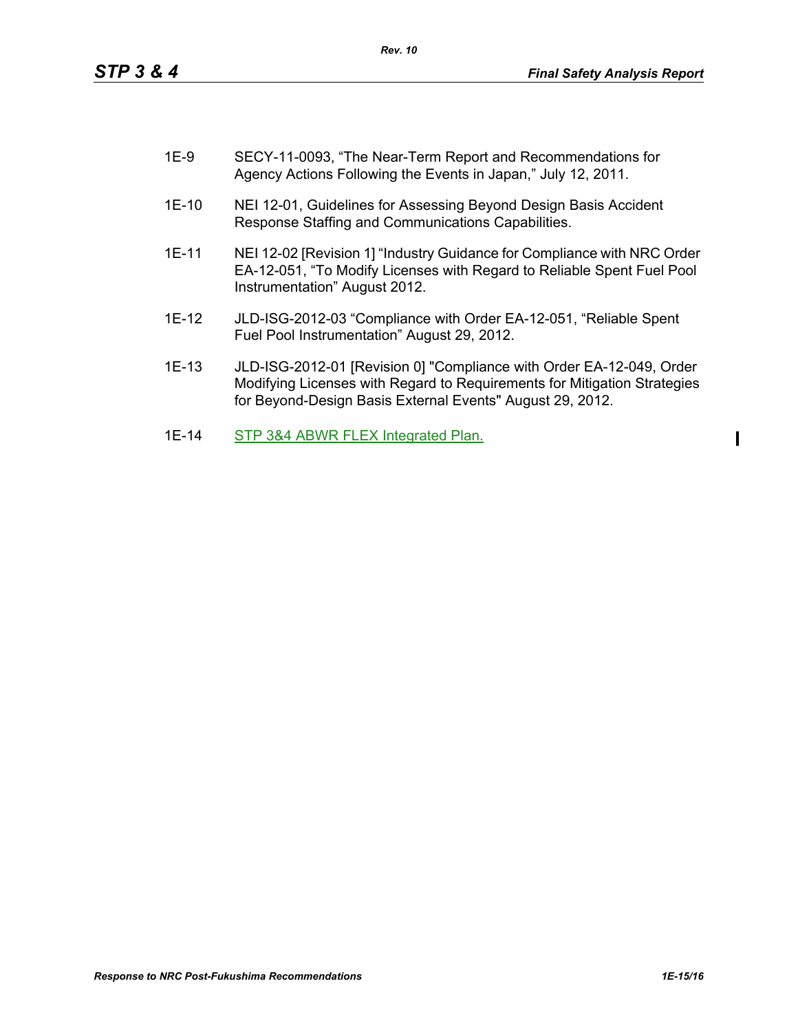1E-9 SECY-11-0093, “The Near-Term Report and Recommendations for Agency Actions Following the Events in Japan,” July 12, 2011.

1E-10 NEI 12-01, Guidelines for Assessing Beyond Design Basis Accident Response Staffing and Communications Capabilities.

1E-11 NEI 12-02 [Revision 1] “Industry Guidance for Compliance with NRC Order EA-12-051, “To Modify Licenses with Regard to Reliable Spent Fuel Pool Instrumentation” August 2012.

1E-12 JLD-ISG-2012-03 “Compliance with Order EA-12-051, “Reliable Spent Fuel Pool Instrumentation” August 29, 2012.

1E-13 JLD-ISG-2012-01 [Revision 0] "Compliance with Order EA-12-049, Order Modifying Licenses with Regard to Requirements for Mitigation Strategies for Beyond-Design Basis External Events" August 29, 2012.

1E-14 STP 3&4 ABWR FLEX Integrated Plan.